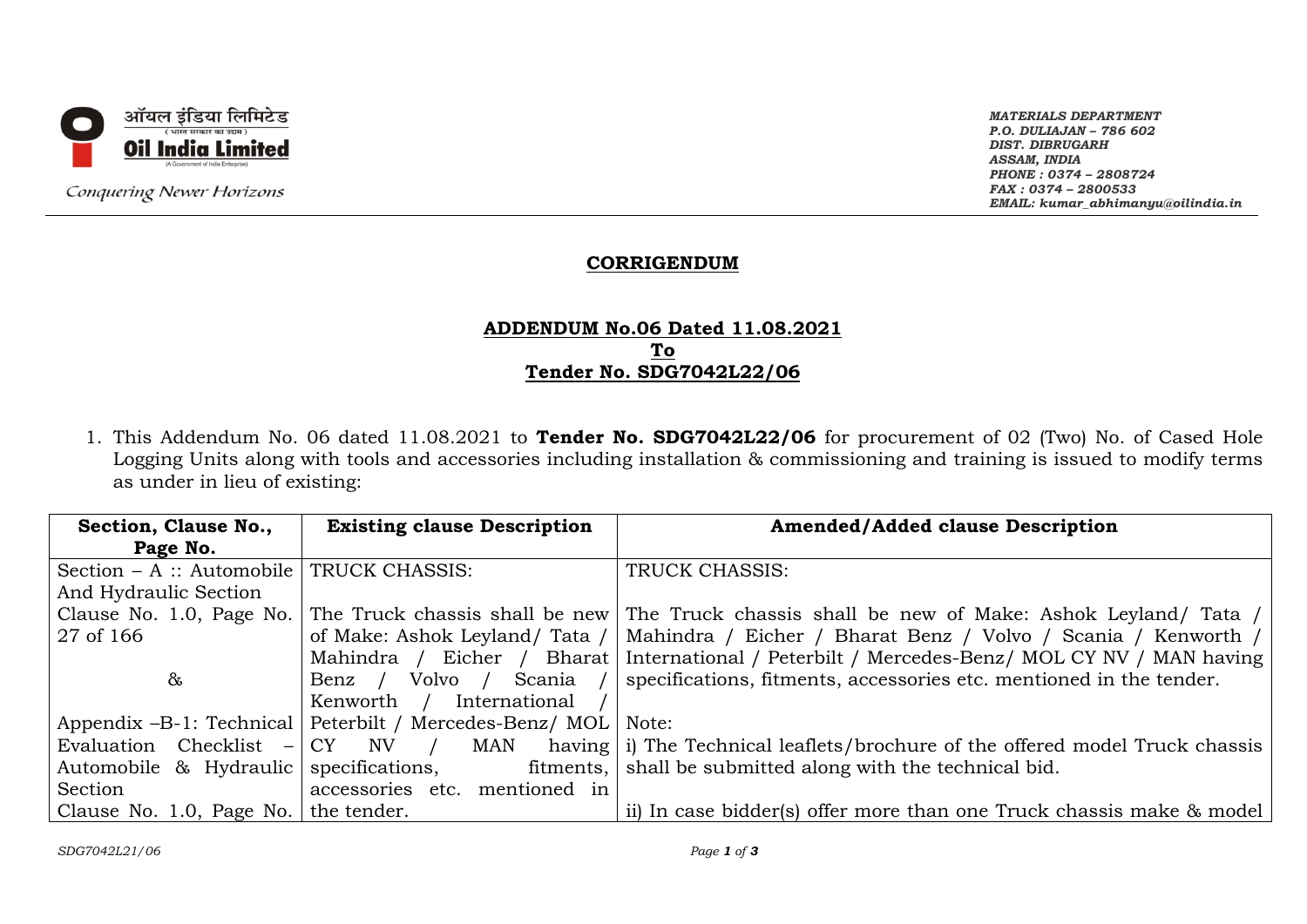ऑयल इंडिया लिमिटेड
( भारत सरकार का उद्यम )
**Oil India Limited**
(A Government of India Enterprise)

*Conquering Newer Horizons*

*MATERIALS DEPARTMENT*
*P.O. DULIAJAN – 786 602*
*DIST. DIBRUGARH*
*ASSAM, INDIA*
*PHONE : 0374 – 2808724*
*FAX : 0374 – 2800533*
*EMAIL: kumar_abhimanyu@oilindia.in*

## CORRIGENDUM

### ADDENDUM No.06 Dated 11.08.2021
### To
### Tender No. SDG7042L22/06

1. This Addendum No. 06 dated 11.08.2021 to **Tender No. SDG7042L22/06** for procurement of 02 (Two) No. of Cased Hole Logging Units along with tools and accessories including installation & commissioning and training is issued to modify terms as under in lieu of existing:

| Section, Clause No., Page No. | Existing clause Description | Amended/Added clause Description |
|---|---|---|
| Section – A :: Automobile And Hydraulic Section Clause No. 1.0, Page No. 27 of 166 & Appendix –B-1: Technical Evaluation Checklist – Automobile & Hydraulic Section Clause No. 1.0, Page No. | TRUCK CHASSIS: The Truck chassis shall be new of Make: Ashok Leyland/ Tata / Mahindra / Eicher / Bharat Benz / Volvo / Scania / Kenworth / International / Peterbilt / Mercedes-Benz/ MOL CY NV / MAN having specifications, fitments, accessories etc. mentioned in the tender. | TRUCK CHASSIS: The Truck chassis shall be new of Make: Ashok Leyland/ Tata / Mahindra / Eicher / Bharat Benz / Volvo / Scania / Kenworth / International / Peterbilt / Mercedes-Benz/ MOL CY NV / MAN having specifications, fitments, accessories etc. mentioned in the tender. Note: i) The Technical leaflets/brochure of the offered model Truck chassis shall be submitted along with the technical bid. ii) In case bidder(s) offer more than one Truck chassis make & model |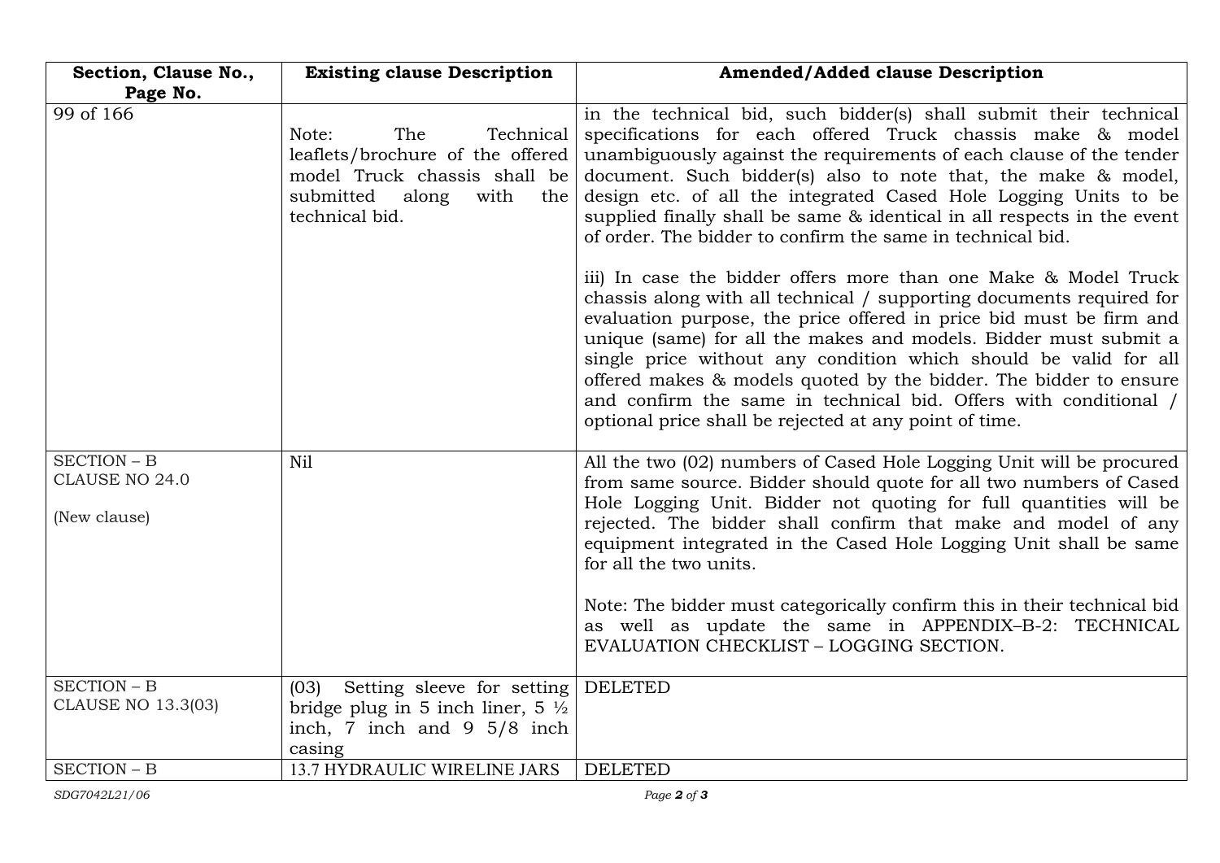| Section, Clause No., Page No. | Existing clause Description | Amended/Added clause Description |
|---|---|---|
| 99 of 166 | Note: The Technical leaflets/brochure of the offered model Truck chassis shall be submitted along with the technical bid. | in the technical bid, such bidder(s) shall submit their technical specifications for each offered Truck chassis make & model unambiguously against the requirements of each clause of the tender document. Such bidder(s) also to note that, the make & model, design etc. of all the integrated Cased Hole Logging Units to be supplied finally shall be same & identical in all respects in the event of order. The bidder to confirm the same in technical bid.<br><br>iii) In case the bidder offers more than one Make & Model Truck chassis along with all technical / supporting documents required for evaluation purpose, the price offered in price bid must be firm and unique (same) for all the makes and models. Bidder must submit a single price without any condition which should be valid for all offered makes & models quoted by the bidder. The bidder to ensure and confirm the same in technical bid. Offers with conditional / optional price shall be rejected at any point of time. |
| SECTION – B<br>CLAUSE NO 24.0<br><br>(New clause) | Nil | All the two (02) numbers of Cased Hole Logging Unit will be procured from same source. Bidder should quote for all two numbers of Cased Hole Logging Unit. Bidder not quoting for full quantities will be rejected. The bidder shall confirm that make and model of any equipment integrated in the Cased Hole Logging Unit shall be same for all the two units.<br><br>Note: The bidder must categorically confirm this in their technical bid as well as update the same in APPENDIX–B-2: TECHNICAL EVALUATION CHECKLIST – LOGGING SECTION. |
| SECTION – B<br>CLAUSE NO 13.3(03) | (03) Setting sleeve for setting bridge plug in 5 inch liner, 5 ½ inch, 7 inch and 9 5/8 inch casing | DELETED |
| SECTION – B | 13.7 HYDRAULIC WIRELINE JARS | DELETED |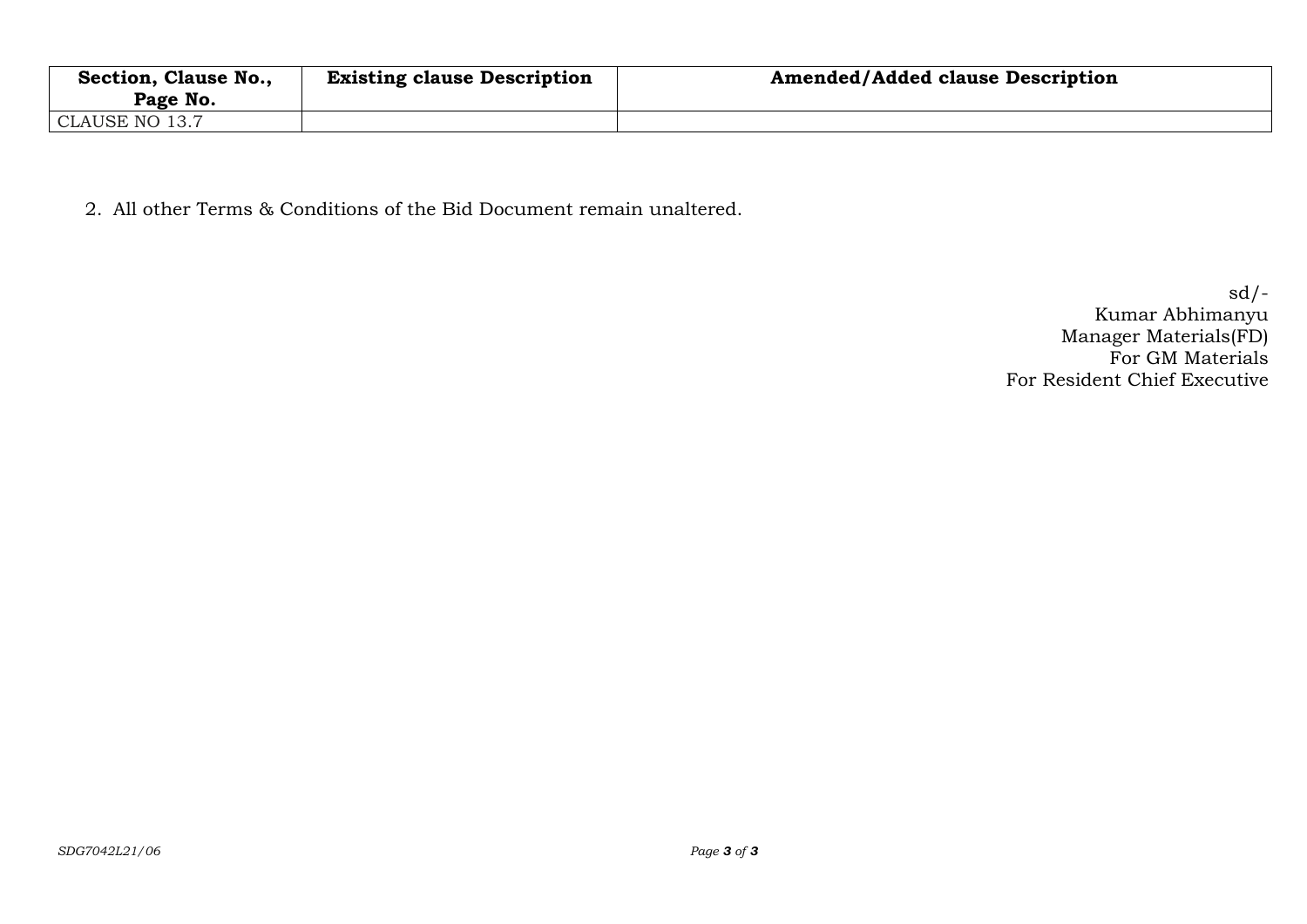| Section, Clause No., Page No. | Existing clause Description | Amended/Added clause Description |
|---|---|---|
| CLAUSE NO 13.7 | | |

2. All other Terms & Conditions of the Bid Document remain unaltered.

sd/-
Kumar Abhimanyu
Manager Materials(FD)
For GM Materials
For Resident Chief Executive

*SDG7042L21/06*